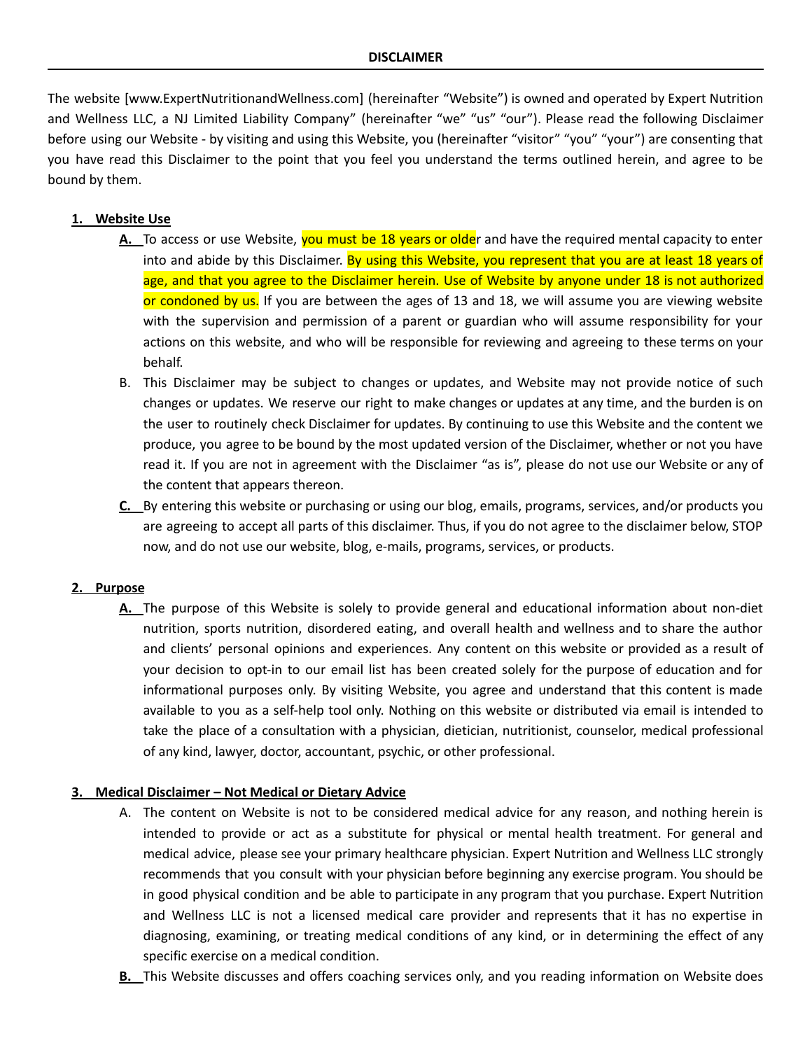# DISCLAIMER

The website [www.ExpertNutritionandWellness.com] (hereinafter "Website") is owned and operated by Expert Nutrition and Wellness LLC, a NJ Limited Liability Company" (hereinafter "we" "us" "our"). Please read the following Disclaimer before using our Website - by visiting and using this Website, you (hereinafter "visitor" "you" "your") are consenting that you have read this Disclaimer to the point that you feel you understand the terms outlined herein, and agree to be bound by them.

**1. Website Use**

A. To access or use Website, you must be 18 years or older and have the required mental capacity to enter into and abide by this Disclaimer. By using this Website, you represent that you are at least 18 years of age, and that you agree to the Disclaimer herein. Use of Website by anyone under 18 is not authorized or condoned by us. If you are between the ages of 13 and 18, we will assume you are viewing website with the supervision and permission of a parent or guardian who will assume responsibility for your actions on this website, and who will be responsible for reviewing and agreeing to these terms on your behalf.

B. This Disclaimer may be subject to changes or updates, and Website may not provide notice of such changes or updates. We reserve our right to make changes or updates at any time, and the burden is on the user to routinely check Disclaimer for updates. By continuing to use this Website and the content we produce, you agree to be bound by the most updated version of the Disclaimer, whether or not you have read it. If you are not in agreement with the Disclaimer "as is", please do not use our Website or any of the content that appears thereon.

C. By entering this website or purchasing or using our blog, emails, programs, services, and/or products you are agreeing to accept all parts of this disclaimer. Thus, if you do not agree to the disclaimer below, STOP now, and do not use our website, blog, e-mails, programs, services, or products.

**2. Purpose**

A. The purpose of this Website is solely to provide general and educational information about non-diet nutrition, sports nutrition, disordered eating, and overall health and wellness and to share the author and clients' personal opinions and experiences. Any content on this website or provided as a result of your decision to opt-in to our email list has been created solely for the purpose of education and for informational purposes only. By visiting Website, you agree and understand that this content is made available to you as a self-help tool only. Nothing on this website or distributed via email is intended to take the place of a consultation with a physician, dietician, nutritionist, counselor, medical professional of any kind, lawyer, doctor, accountant, psychic, or other professional.

**3. Medical Disclaimer – Not Medical or Dietary Advice**

A. The content on Website is not to be considered medical advice for any reason, and nothing herein is intended to provide or act as a substitute for physical or mental health treatment. For general and medical advice, please see your primary healthcare physician. Expert Nutrition and Wellness LLC strongly recommends that you consult with your physician before beginning any exercise program. You should be in good physical condition and be able to participate in any program that you purchase. Expert Nutrition and Wellness LLC is not a licensed medical care provider and represents that it has no expertise in diagnosing, examining, or treating medical conditions of any kind, or in determining the effect of any specific exercise on a medical condition.

B. This Website discusses and offers coaching services only, and you reading information on Website does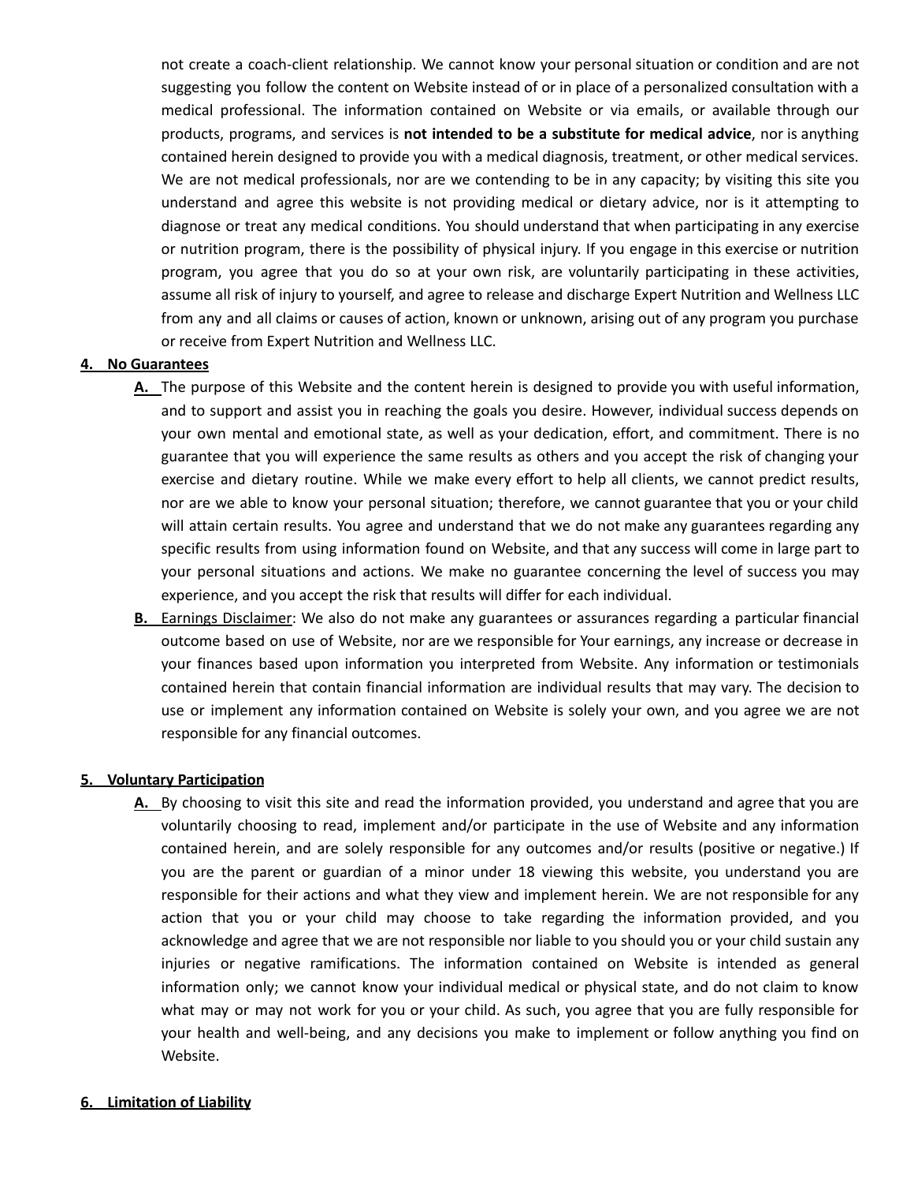not create a coach-client relationship. We cannot know your personal situation or condition and are not suggesting you follow the content on Website instead of or in place of a personalized consultation with a medical professional. The information contained on Website or via emails, or available through our products, programs, and services is **not intended to be a substitute for medical advice**, nor is anything contained herein designed to provide you with a medical diagnosis, treatment, or other medical services. We are not medical professionals, nor are we contending to be in any capacity; by visiting this site you understand and agree this website is not providing medical or dietary advice, nor is it attempting to diagnose or treat any medical conditions. You should understand that when participating in any exercise or nutrition program, there is the possibility of physical injury. If you engage in this exercise or nutrition program, you agree that you do so at your own risk, are voluntarily participating in these activities, assume all risk of injury to yourself, and agree to release and discharge Expert Nutrition and Wellness LLC from any and all claims or causes of action, known or unknown, arising out of any program you purchase or receive from Expert Nutrition and Wellness LLC.

**4. No Guarantees**

**A.** The purpose of this Website and the content herein is designed to provide you with useful information, and to support and assist you in reaching the goals you desire. However, individual success depends on your own mental and emotional state, as well as your dedication, effort, and commitment. There is no guarantee that you will experience the same results as others and you accept the risk of changing your exercise and dietary routine. While we make every effort to help all clients, we cannot predict results, nor are we able to know your personal situation; therefore, we cannot guarantee that you or your child will attain certain results. You agree and understand that we do not make any guarantees regarding any specific results from using information found on Website, and that any success will come in large part to your personal situations and actions. We make no guarantee concerning the level of success you may experience, and you accept the risk that results will differ for each individual.

**B.** Earnings Disclaimer: We also do not make any guarantees or assurances regarding a particular financial outcome based on use of Website, nor are we responsible for Your earnings, any increase or decrease in your finances based upon information you interpreted from Website. Any information or testimonials contained herein that contain financial information are individual results that may vary. The decision to use or implement any information contained on Website is solely your own, and you agree we are not responsible for any financial outcomes.

**5. Voluntary Participation**

**A.** By choosing to visit this site and read the information provided, you understand and agree that you are voluntarily choosing to read, implement and/or participate in the use of Website and any information contained herein, and are solely responsible for any outcomes and/or results (positive or negative.) If you are the parent or guardian of a minor under 18 viewing this website, you understand you are responsible for their actions and what they view and implement herein. We are not responsible for any action that you or your child may choose to take regarding the information provided, and you acknowledge and agree that we are not responsible nor liable to you should you or your child sustain any injuries or negative ramifications. The information contained on Website is intended as general information only; we cannot know your individual medical or physical state, and do not claim to know what may or may not work for you or your child. As such, you agree that you are fully responsible for your health and well-being, and any decisions you make to implement or follow anything you find on Website.

**6. Limitation of Liability**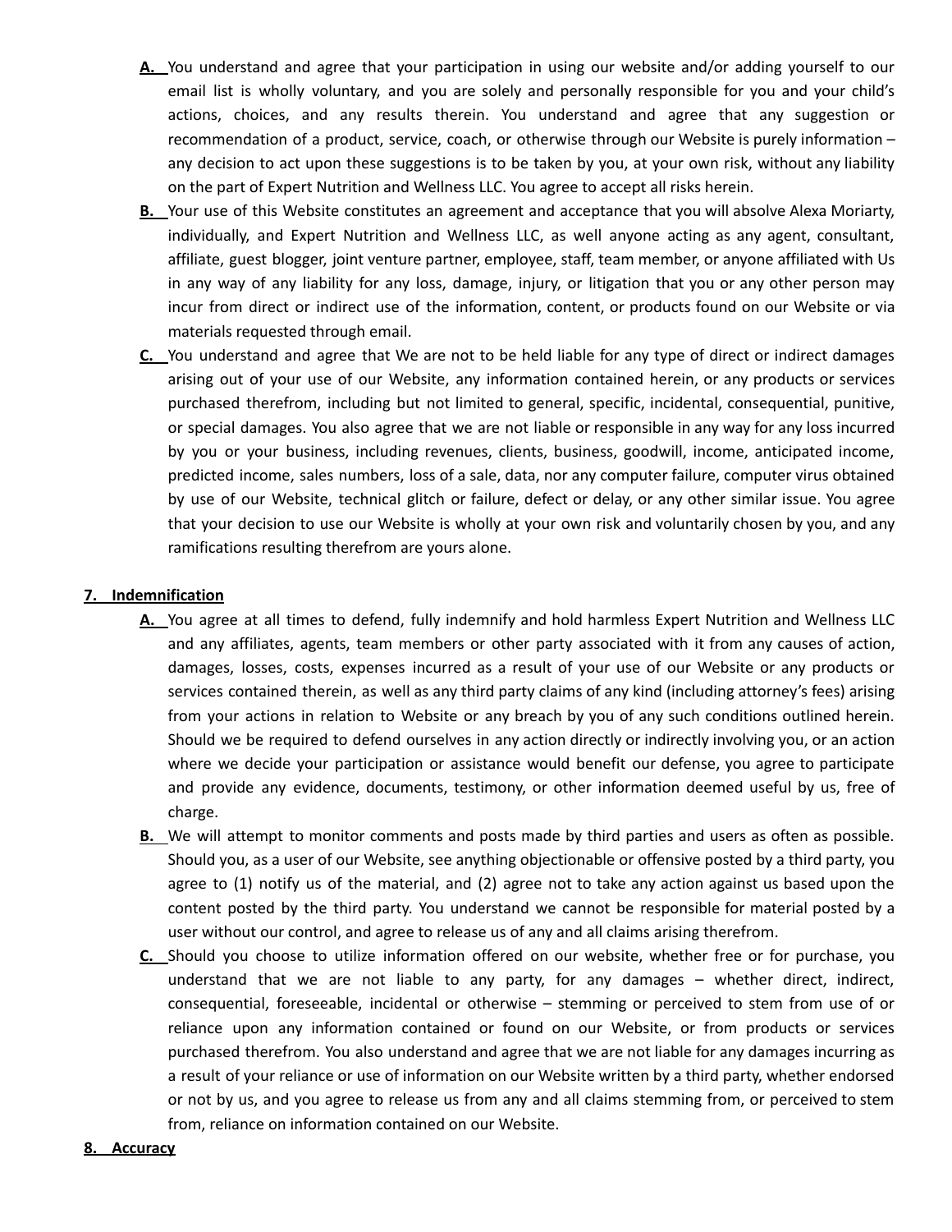**A.** You understand and agree that your participation in using our website and/or adding yourself to our email list is wholly voluntary, and you are solely and personally responsible for you and your child's actions, choices, and any results therein. You understand and agree that any suggestion or recommendation of a product, service, coach, or otherwise through our Website is purely information – any decision to act upon these suggestions is to be taken by you, at your own risk, without any liability on the part of Expert Nutrition and Wellness LLC. You agree to accept all risks herein.

**B.** Your use of this Website constitutes an agreement and acceptance that you will absolve Alexa Moriarty, individually, and Expert Nutrition and Wellness LLC, as well anyone acting as any agent, consultant, affiliate, guest blogger, joint venture partner, employee, staff, team member, or anyone affiliated with Us in any way of any liability for any loss, damage, injury, or litigation that you or any other person may incur from direct or indirect use of the information, content, or products found on our Website or via materials requested through email.

**C.** You understand and agree that We are not to be held liable for any type of direct or indirect damages arising out of your use of our Website, any information contained herein, or any products or services purchased therefrom, including but not limited to general, specific, incidental, consequential, punitive, or special damages. You also agree that we are not liable or responsible in any way for any loss incurred by you or your business, including revenues, clients, business, goodwill, income, anticipated income, predicted income, sales numbers, loss of a sale, data, nor any computer failure, computer virus obtained by use of our Website, technical glitch or failure, defect or delay, or any other similar issue. You agree that your decision to use our Website is wholly at your own risk and voluntarily chosen by you, and any ramifications resulting therefrom are yours alone.

## 7. Indemnification

**A.** You agree at all times to defend, fully indemnify and hold harmless Expert Nutrition and Wellness LLC and any affiliates, agents, team members or other party associated with it from any causes of action, damages, losses, costs, expenses incurred as a result of your use of our Website or any products or services contained therein, as well as any third party claims of any kind (including attorney's fees) arising from your actions in relation to Website or any breach by you of any such conditions outlined herein. Should we be required to defend ourselves in any action directly or indirectly involving you, or an action where we decide your participation or assistance would benefit our defense, you agree to participate and provide any evidence, documents, testimony, or other information deemed useful by us, free of charge.

**B.** We will attempt to monitor comments and posts made by third parties and users as often as possible. Should you, as a user of our Website, see anything objectionable or offensive posted by a third party, you agree to (1) notify us of the material, and (2) agree not to take any action against us based upon the content posted by the third party. You understand we cannot be responsible for material posted by a user without our control, and agree to release us of any and all claims arising therefrom.

**C.** Should you choose to utilize information offered on our website, whether free or for purchase, you understand that we are not liable to any party, for any damages – whether direct, indirect, consequential, foreseeable, incidental or otherwise – stemming or perceived to stem from use of or reliance upon any information contained or found on our Website, or from products or services purchased therefrom. You also understand and agree that we are not liable for any damages incurring as a result of your reliance or use of information on our Website written by a third party, whether endorsed or not by us, and you agree to release us from any and all claims stemming from, or perceived to stem from, reliance on information contained on our Website.

## 8. Accuracy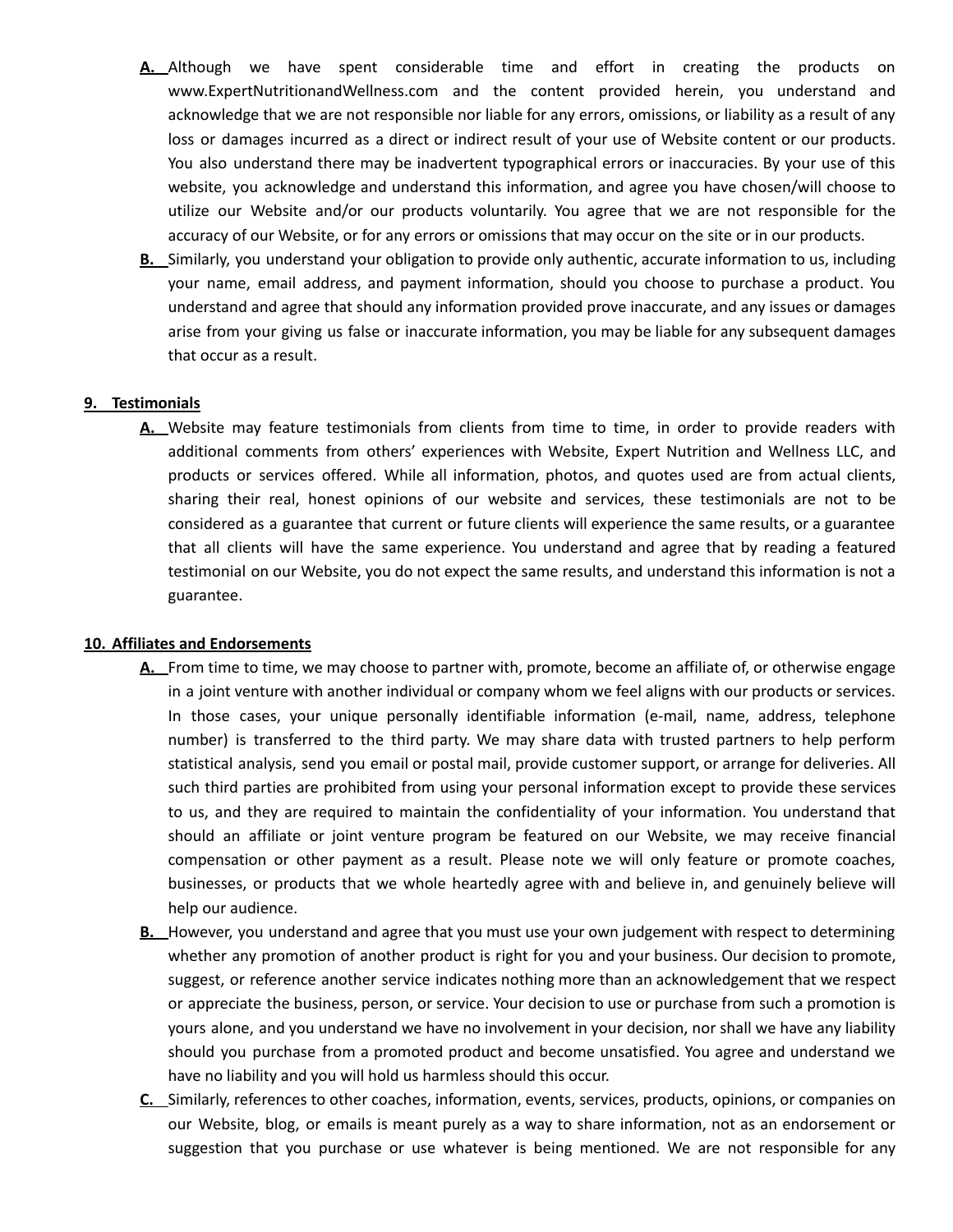**A.** Although we have spent considerable time and effort in creating the products on www.ExpertNutritionandWellness.com and the content provided herein, you understand and acknowledge that we are not responsible nor liable for any errors, omissions, or liability as a result of any loss or damages incurred as a direct or indirect result of your use of Website content or our products. You also understand there may be inadvertent typographical errors or inaccuracies. By your use of this website, you acknowledge and understand this information, and agree you have chosen/will choose to utilize our Website and/or our products voluntarily. You agree that we are not responsible for the accuracy of our Website, or for any errors or omissions that may occur on the site or in our products.

**B.** Similarly, you understand your obligation to provide only authentic, accurate information to us, including your name, email address, and payment information, should you choose to purchase a product. You understand and agree that should any information provided prove inaccurate, and any issues or damages arise from your giving us false or inaccurate information, you may be liable for any subsequent damages that occur as a result.

## 9. Testimonials

**A.** Website may feature testimonials from clients from time to time, in order to provide readers with additional comments from others' experiences with Website, Expert Nutrition and Wellness LLC, and products or services offered. While all information, photos, and quotes used are from actual clients, sharing their real, honest opinions of our website and services, these testimonials are not to be considered as a guarantee that current or future clients will experience the same results, or a guarantee that all clients will have the same experience. You understand and agree that by reading a featured testimonial on our Website, you do not expect the same results, and understand this information is not a guarantee.

## 10. Affiliates and Endorsements

**A.** From time to time, we may choose to partner with, promote, become an affiliate of, or otherwise engage in a joint venture with another individual or company whom we feel aligns with our products or services. In those cases, your unique personally identifiable information (e-mail, name, address, telephone number) is transferred to the third party. We may share data with trusted partners to help perform statistical analysis, send you email or postal mail, provide customer support, or arrange for deliveries. All such third parties are prohibited from using your personal information except to provide these services to us, and they are required to maintain the confidentiality of your information. You understand that should an affiliate or joint venture program be featured on our Website, we may receive financial compensation or other payment as a result. Please note we will only feature or promote coaches, businesses, or products that we whole heartedly agree with and believe in, and genuinely believe will help our audience.

**B.** However, you understand and agree that you must use your own judgement with respect to determining whether any promotion of another product is right for you and your business. Our decision to promote, suggest, or reference another service indicates nothing more than an acknowledgement that we respect or appreciate the business, person, or service. Your decision to use or purchase from such a promotion is yours alone, and you understand we have no involvement in your decision, nor shall we have any liability should you purchase from a promoted product and become unsatisfied. You agree and understand we have no liability and you will hold us harmless should this occur.

**C.** Similarly, references to other coaches, information, events, services, products, opinions, or companies on our Website, blog, or emails is meant purely as a way to share information, not as an endorsement or suggestion that you purchase or use whatever is being mentioned. We are not responsible for any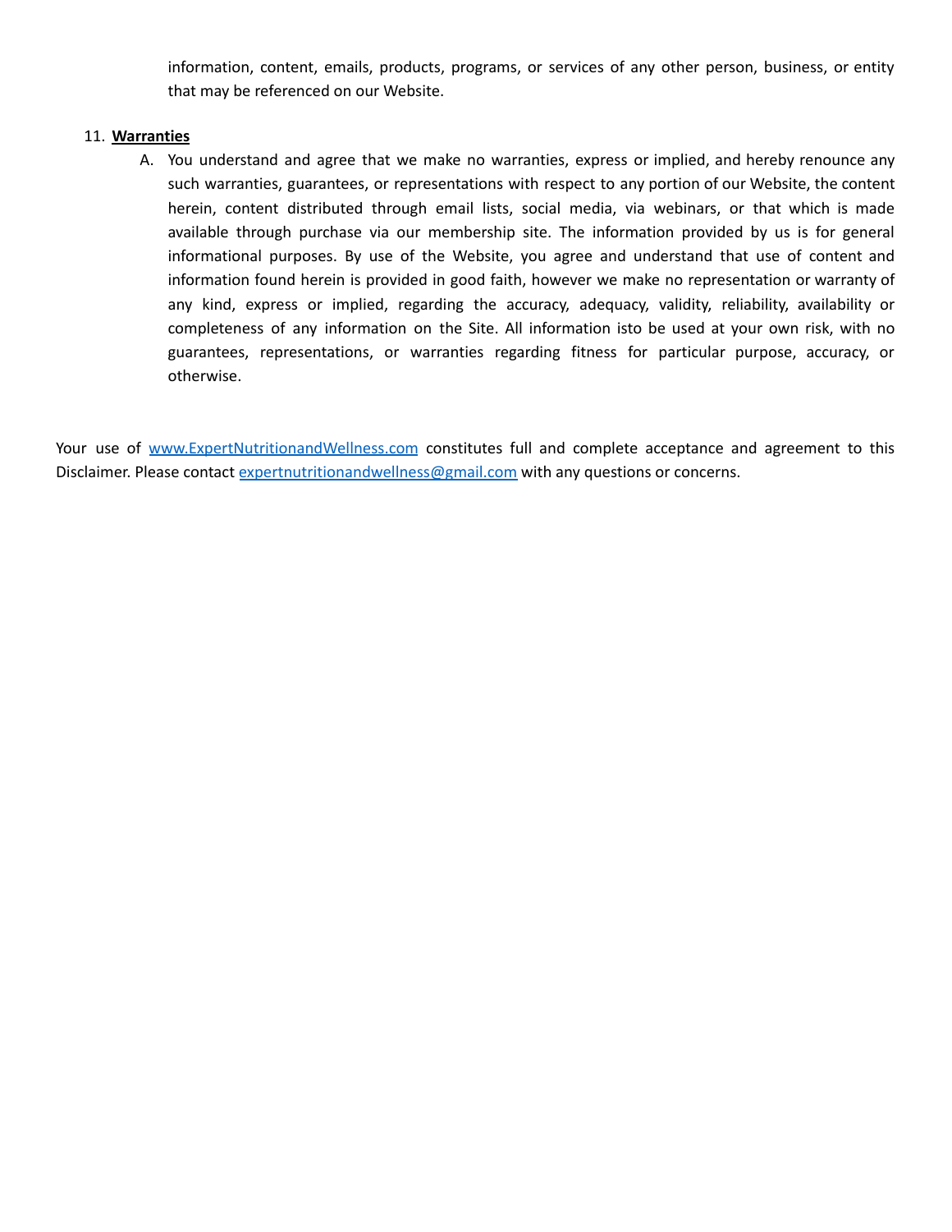information, content, emails, products, programs, or services of any other person, business, or entity that may be referenced on our Website.

11. **Warranties**
    A. You understand and agree that we make no warranties, express or implied, and hereby renounce any such warranties, guarantees, or representations with respect to any portion of our Website, the content herein, content distributed through email lists, social media, via webinars, or that which is made available through purchase via our membership site. The information provided by us is for general informational purposes. By use of the Website, you agree and understand that use of content and information found herein is provided in good faith, however we make no representation or warranty of any kind, express or implied, regarding the accuracy, adequacy, validity, reliability, availability or completeness of any information on the Site. All information isto be used at your own risk, with no guarantees, representations, or warranties regarding fitness for particular purpose, accuracy, or otherwise.

Your use of [www.ExpertNutritionandWellness.com](http://www.ExpertNutritionandWellness.com) constitutes full and complete acceptance and agreement to this Disclaimer. Please contact [expertnutritionandwellness@gmail.com](mailto:expertnutritionandwellness@gmail.com) with any questions or concerns.